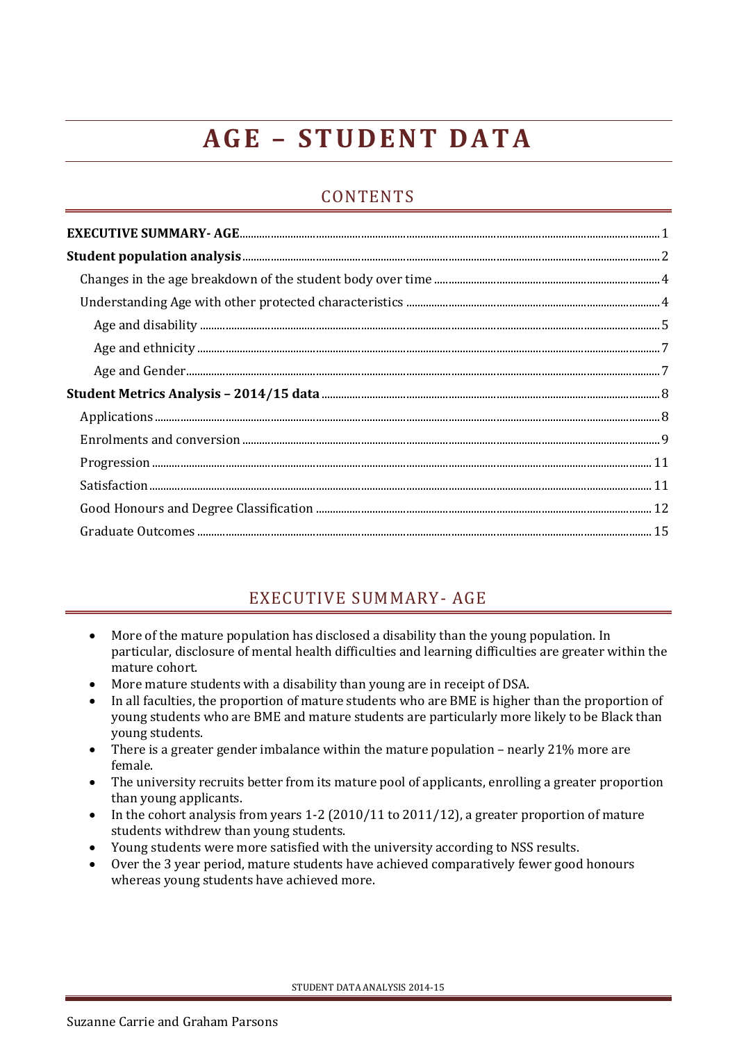# AGE – STUDENT DATA

## CONTENTS

**EXECUTIVE SUMMARY- AGE** .......... 1

**Student population analysis** .......... 2

- Changes in the age breakdown of the student body over time .......... 4
- Understanding Age with other protected characteristics .......... 4
  - Age and disability .......... 5
  - Age and ethnicity .......... 7
  - Age and Gender .......... 7

**Student Metrics Analysis – 2014/15 data** .......... 8

- Applications .......... 8
- Enrolments and conversion .......... 9
- Progression .......... 11
- Satisfaction .......... 11
- Good Honours and Degree Classification .......... 12
- Graduate Outcomes .......... 15

## EXECUTIVE SUMMARY- AGE

- More of the mature population has disclosed a disability than the young population. In particular, disclosure of mental health difficulties and learning difficulties are greater within the mature cohort.
- More mature students with a disability than young are in receipt of DSA.
- In all faculties, the proportion of mature students who are BME is higher than the proportion of young students who are BME and mature students are particularly more likely to be Black than young students.
- There is a greater gender imbalance within the mature population – nearly 21% more are female.
- The university recruits better from its mature pool of applicants, enrolling a greater proportion than young applicants.
- In the cohort analysis from years 1-2 (2010/11 to 2011/12), a greater proportion of mature students withdrew than young students.
- Young students were more satisfied with the university according to NSS results.
- Over the 3 year period, mature students have achieved comparatively fewer good honours whereas young students have achieved more.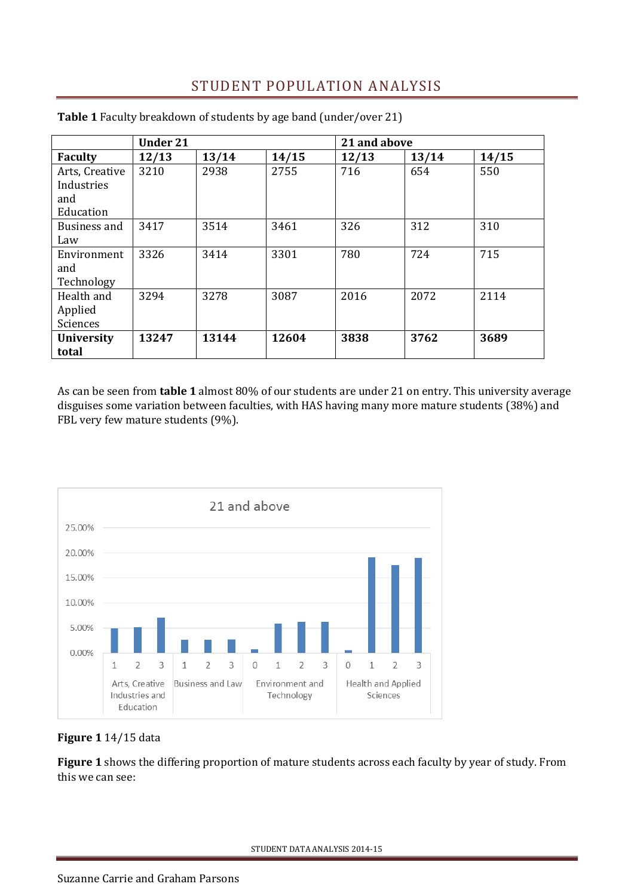# STUDENT POPULATION ANALYSIS

**Table 1** Faculty breakdown of students by age band (under/over 21)

| | Under 21 | | | 21 and above | | |
|---|---|---|---|---|---|---|
| **Faculty** | **12/13** | **13/14** | **14/15** | **12/13** | **13/14** | **14/15** |
| Arts, Creative Industries and Education | 3210 | 2938 | 2755 | 716 | 654 | 550 |
| Business and Law | 3417 | 3514 | 3461 | 326 | 312 | 310 |
| Environment and Technology | 3326 | 3414 | 3301 | 780 | 724 | 715 |
| Health and Applied Sciences | 3294 | 3278 | 3087 | 2016 | 2072 | 2114 |
| **University total** | **13247** | **13144** | **12604** | **3838** | **3762** | **3689** |

As can be seen from **table 1** almost 80% of our students are under 21 on entry. This university average disguises some variation between faculties, with HAS having many more mature students (38%) and FBL very few mature students (9%).

**Figure 1** 14/15 data

**Figure 1** shows the differing proportion of mature students across each faculty by year of study. From this we can see: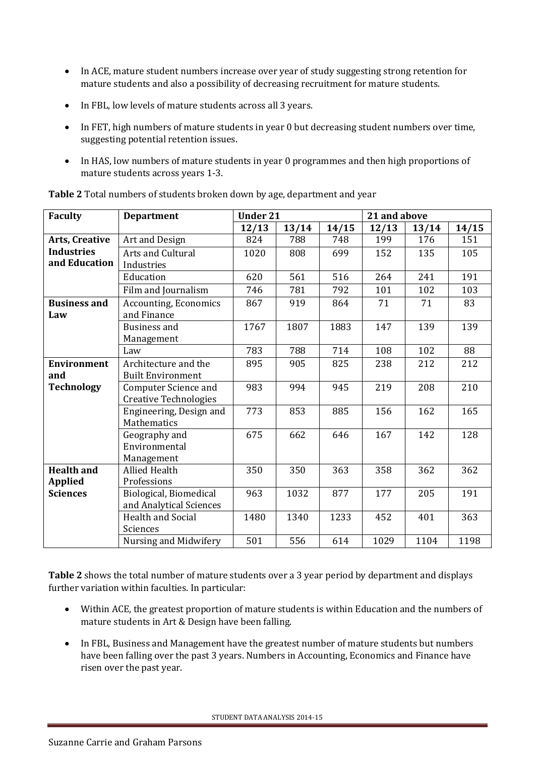- In ACE, mature student numbers increase over year of study suggesting strong retention for mature students and also a possibility of decreasing recruitment for mature students.
- In FBL, low levels of mature students across all 3 years.
- In FET, high numbers of mature students in year 0 but decreasing student numbers over time, suggesting potential retention issues.
- In HAS, low numbers of mature students in year 0 programmes and then high proportions of mature students across years 1-3.

**Table 2** Total numbers of students broken down by age, department and year

| Faculty | Department | Under 21 | | | 21 and above | | |
|---|---|---|---|---|---|---|---|
| | | 12/13 | 13/14 | 14/15 | 12/13 | 13/14 | 14/15 |
| **Arts, Creative Industries and Education** | Art and Design | 824 | 788 | 748 | 199 | 176 | 151 |
| | Arts and Cultural Industries | 1020 | 808 | 699 | 152 | 135 | 105 |
| | Education | 620 | 561 | 516 | 264 | 241 | 191 |
| | Film and Journalism | 746 | 781 | 792 | 101 | 102 | 103 |
| **Business and Law** | Accounting, Economics and Finance | 867 | 919 | 864 | 71 | 71 | 83 |
| | Business and Management | 1767 | 1807 | 1883 | 147 | 139 | 139 |
| | Law | 783 | 788 | 714 | 108 | 102 | 88 |
| **Environment and Technology** | Architecture and the Built Environment | 895 | 905 | 825 | 238 | 212 | 212 |
| | Computer Science and Creative Technologies | 983 | 994 | 945 | 219 | 208 | 210 |
| | Engineering, Design and Mathematics | 773 | 853 | 885 | 156 | 162 | 165 |
| | Geography and Environmental Management | 675 | 662 | 646 | 167 | 142 | 128 |
| **Health and Applied Sciences** | Allied Health Professions | 350 | 350 | 363 | 358 | 362 | 362 |
| | Biological, Biomedical and Analytical Sciences | 963 | 1032 | 877 | 177 | 205 | 191 |
| | Health and Social Sciences | 1480 | 1340 | 1233 | 452 | 401 | 363 |
| | Nursing and Midwifery | 501 | 556 | 614 | 1029 | 1104 | 1198 |

**Table 2** shows the total number of mature students over a 3 year period by department and displays further variation within faculties. In particular:

- Within ACE, the greatest proportion of mature students is within Education and the numbers of mature students in Art & Design have been falling.
- In FBL, Business and Management have the greatest number of mature students but numbers have been falling over the past 3 years. Numbers in Accounting, Economics and Finance have risen over the past year.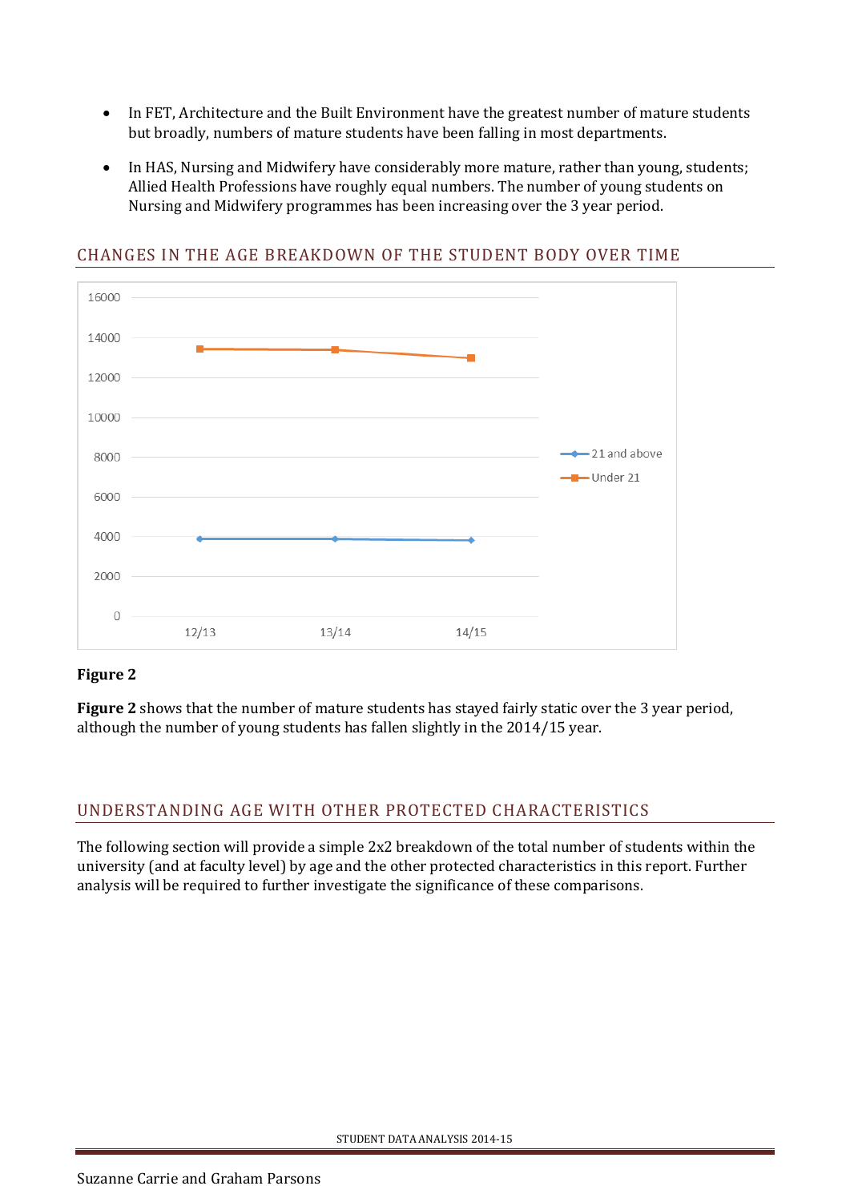- In FET, Architecture and the Built Environment have the greatest number of mature students but broadly, numbers of mature students have been falling in most departments.
- In HAS, Nursing and Midwifery have considerably more mature, rather than young, students; Allied Health Professions have roughly equal numbers. The number of young students on Nursing and Midwifery programmes has been increasing over the 3 year period.

## CHANGES IN THE AGE BREAKDOWN OF THE STUDENT BODY OVER TIME

**Figure 2**

**Figure 2** shows that the number of mature students has stayed fairly static over the 3 year period, although the number of young students has fallen slightly in the 2014/15 year.

## UNDERSTANDING AGE WITH OTHER PROTECTED CHARACTERISTICS

The following section will provide a simple 2x2 breakdown of the total number of students within the university (and at faculty level) by age and the other protected characteristics in this report. Further analysis will be required to further investigate the significance of these comparisons.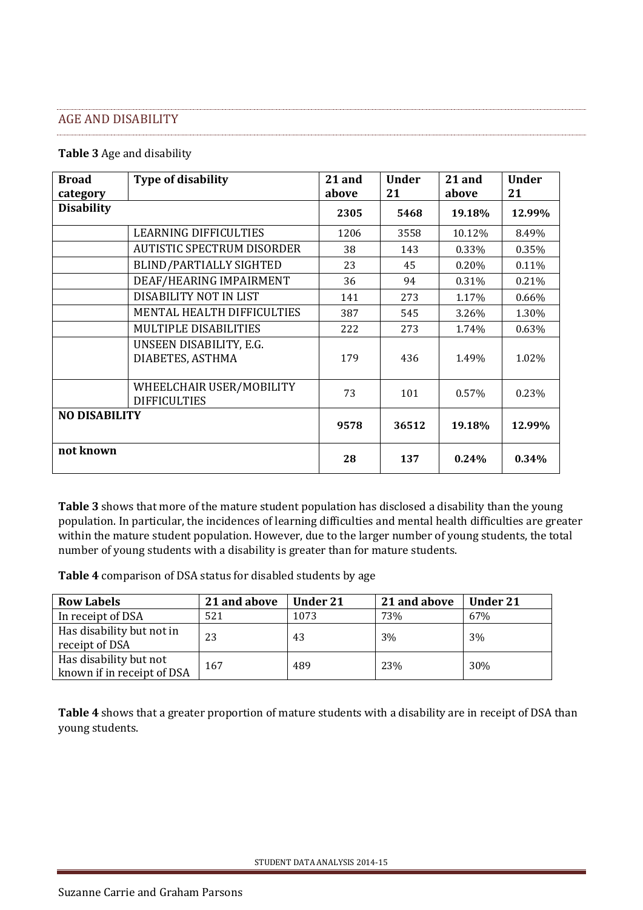## AGE AND DISABILITY

**Table 3** Age and disability

| Broad category | Type of disability | 21 and above | Under 21 | 21 and above | Under 21 |
|---|---|---|---|---|---|
| **Disability** | | **2305** | **5468** | **19.18%** | **12.99%** |
| | LEARNING DIFFICULTIES | 1206 | 3558 | 10.12% | 8.49% |
| | AUTISTIC SPECTRUM DISORDER | 38 | 143 | 0.33% | 0.35% |
| | BLIND/PARTIALLY SIGHTED | 23 | 45 | 0.20% | 0.11% |
| | DEAF/HEARING IMPAIRMENT | 36 | 94 | 0.31% | 0.21% |
| | DISABILITY NOT IN LIST | 141 | 273 | 1.17% | 0.66% |
| | MENTAL HEALTH DIFFICULTIES | 387 | 545 | 3.26% | 1.30% |
| | MULTIPLE DISABILITIES | 222 | 273 | 1.74% | 0.63% |
| | UNSEEN DISABILITY, E.G. DIABETES, ASTHMA | 179 | 436 | 1.49% | 1.02% |
| | WHEELCHAIR USER/MOBILITY DIFFICULTIES | 73 | 101 | 0.57% | 0.23% |
| **NO DISABILITY** | | **9578** | **36512** | **19.18%** | **12.99%** |
| **not known** | | **28** | **137** | **0.24%** | **0.34%** |

**Table 3** shows that more of the mature student population has disclosed a disability than the young population. In particular, the incidences of learning difficulties and mental health difficulties are greater within the mature student population. However, due to the larger number of young students, the total number of young students with a disability is greater than for mature students.

**Table 4** comparison of DSA status for disabled students by age

| Row Labels | 21 and above | Under 21 | 21 and above | Under 21 |
|---|---|---|---|---|
| In receipt of DSA | 521 | 1073 | 73% | 67% |
| Has disability but not in receipt of DSA | 23 | 43 | 3% | 3% |
| Has disability but not known if in receipt of DSA | 167 | 489 | 23% | 30% |

**Table 4** shows that a greater proportion of mature students with a disability are in receipt of DSA than young students.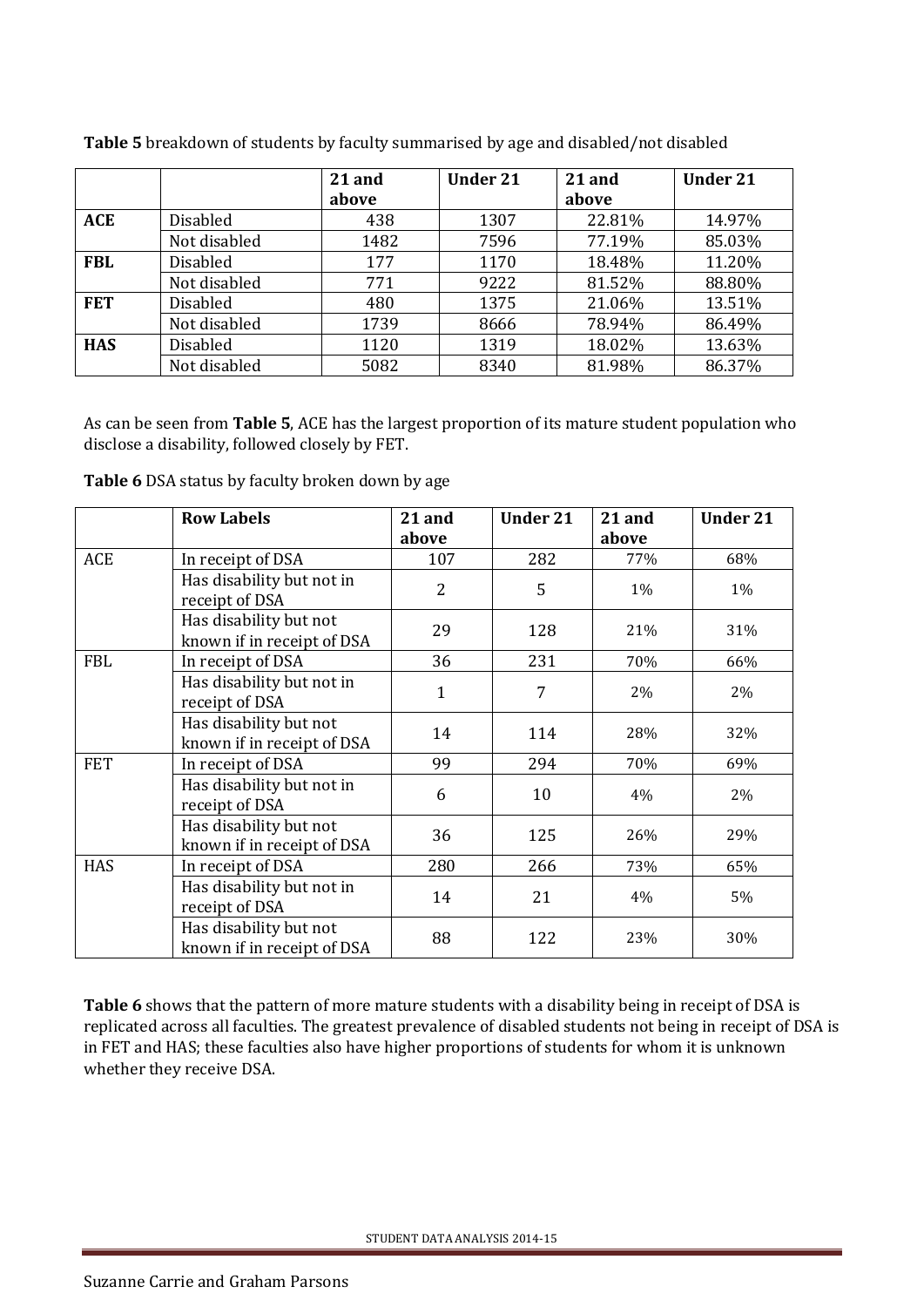**Table 5** breakdown of students by faculty summarised by age and disabled/not disabled

| | | 21 and above | Under 21 | 21 and above | Under 21 |
|---|---|---|---|---|---|
| **ACE** | Disabled | 438 | 1307 | 22.81% | 14.97% |
| | Not disabled | 1482 | 7596 | 77.19% | 85.03% |
| **FBL** | Disabled | 177 | 1170 | 18.48% | 11.20% |
| | Not disabled | 771 | 9222 | 81.52% | 88.80% |
| **FET** | Disabled | 480 | 1375 | 21.06% | 13.51% |
| | Not disabled | 1739 | 8666 | 78.94% | 86.49% |
| **HAS** | Disabled | 1120 | 1319 | 18.02% | 13.63% |
| | Not disabled | 5082 | 8340 | 81.98% | 86.37% |

As can be seen from **Table 5**, ACE has the largest proportion of its mature student population who disclose a disability, followed closely by FET.

**Table 6** DSA status by faculty broken down by age

| | Row Labels | 21 and above | Under 21 | 21 and above | Under 21 |
|---|---|---|---|---|---|
| ACE | In receipt of DSA | 107 | 282 | 77% | 68% |
| | Has disability but not in receipt of DSA | 2 | 5 | 1% | 1% |
| | Has disability but not known if in receipt of DSA | 29 | 128 | 21% | 31% |
| FBL | In receipt of DSA | 36 | 231 | 70% | 66% |
| | Has disability but not in receipt of DSA | 1 | 7 | 2% | 2% |
| | Has disability but not known if in receipt of DSA | 14 | 114 | 28% | 32% |
| FET | In receipt of DSA | 99 | 294 | 70% | 69% |
| | Has disability but not in receipt of DSA | 6 | 10 | 4% | 2% |
| | Has disability but not known if in receipt of DSA | 36 | 125 | 26% | 29% |
| HAS | In receipt of DSA | 280 | 266 | 73% | 65% |
| | Has disability but not in receipt of DSA | 14 | 21 | 4% | 5% |
| | Has disability but not known if in receipt of DSA | 88 | 122 | 23% | 30% |

**Table 6** shows that the pattern of more mature students with a disability being in receipt of DSA is replicated across all faculties. The greatest prevalence of disabled students not being in receipt of DSA is in FET and HAS; these faculties also have higher proportions of students for whom it is unknown whether they receive DSA.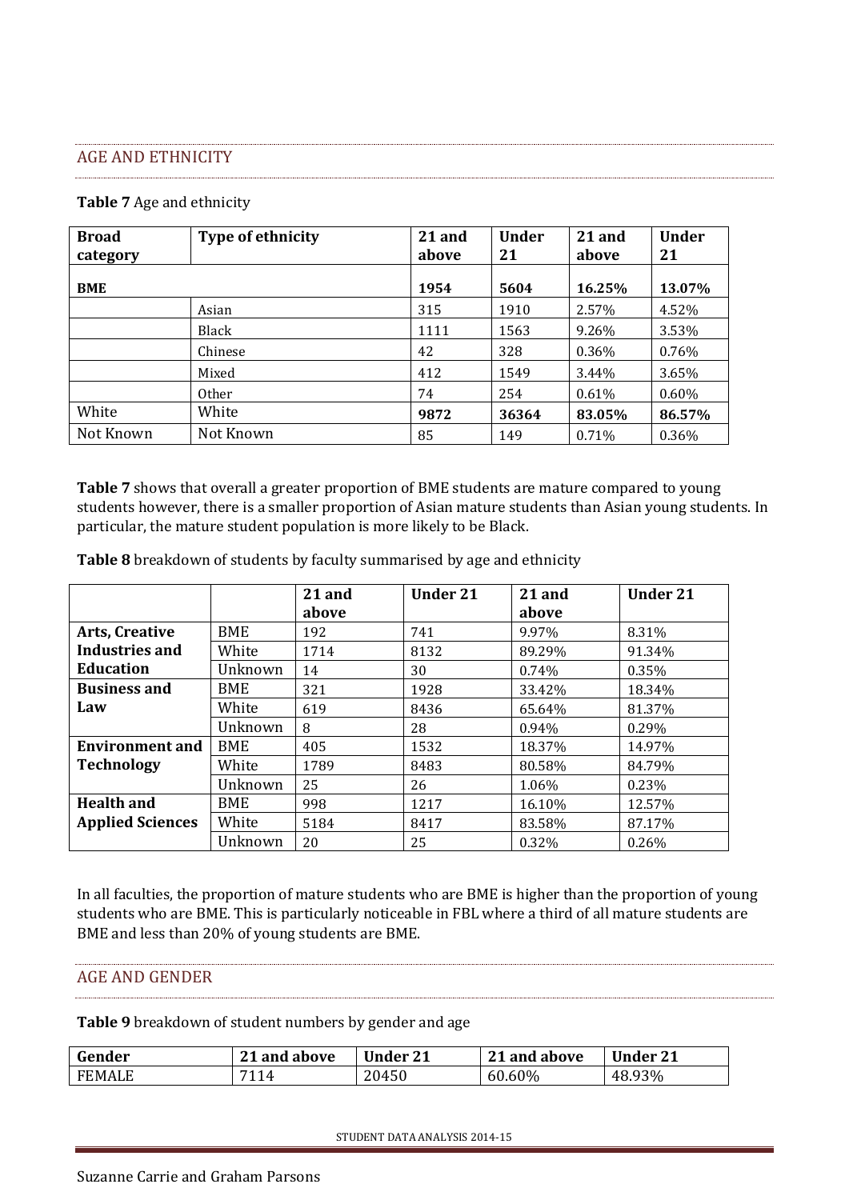## AGE AND ETHNICITY

**Table 7** Age and ethnicity

| Broad category | Type of ethnicity | 21 and above | Under 21 | 21 and above | Under 21 |
|---|---|---|---|---|---|
| **BME** | | **1954** | **5604** | **16.25%** | **13.07%** |
| | Asian | 315 | 1910 | 2.57% | 4.52% |
| | Black | 1111 | 1563 | 9.26% | 3.53% |
| | Chinese | 42 | 328 | 0.36% | 0.76% |
| | Mixed | 412 | 1549 | 3.44% | 3.65% |
| | Other | 74 | 254 | 0.61% | 0.60% |
| White | White | **9872** | **36364** | **83.05%** | **86.57%** |
| Not Known | Not Known | 85 | 149 | 0.71% | 0.36% |

**Table 7** shows that overall a greater proportion of BME students are mature compared to young students however, there is a smaller proportion of Asian mature students than Asian young students. In particular, the mature student population is more likely to be Black.

**Table 8** breakdown of students by faculty summarised by age and ethnicity

| | | 21 and above | Under 21 | 21 and above | Under 21 |
|---|---|---|---|---|---|
| **Arts, Creative Industries and Education** | BME | 192 | 741 | 9.97% | 8.31% |
| | White | 1714 | 8132 | 89.29% | 91.34% |
| | Unknown | 14 | 30 | 0.74% | 0.35% |
| **Business and Law** | BME | 321 | 1928 | 33.42% | 18.34% |
| | White | 619 | 8436 | 65.64% | 81.37% |
| | Unknown | 8 | 28 | 0.94% | 0.29% |
| **Environment and Technology** | BME | 405 | 1532 | 18.37% | 14.97% |
| | White | 1789 | 8483 | 80.58% | 84.79% |
| | Unknown | 25 | 26 | 1.06% | 0.23% |
| **Health and Applied Sciences** | BME | 998 | 1217 | 16.10% | 12.57% |
| | White | 5184 | 8417 | 83.58% | 87.17% |
| | Unknown | 20 | 25 | 0.32% | 0.26% |

In all faculties, the proportion of mature students who are BME is higher than the proportion of young students who are BME. This is particularly noticeable in FBL where a third of all mature students are BME and less than 20% of young students are BME.

## AGE AND GENDER

**Table 9** breakdown of student numbers by gender and age

| Gender | 21 and above | Under 21 | 21 and above | Under 21 |
|---|---|---|---|---|
| FEMALE | 7114 | 20450 | 60.60% | 48.93% |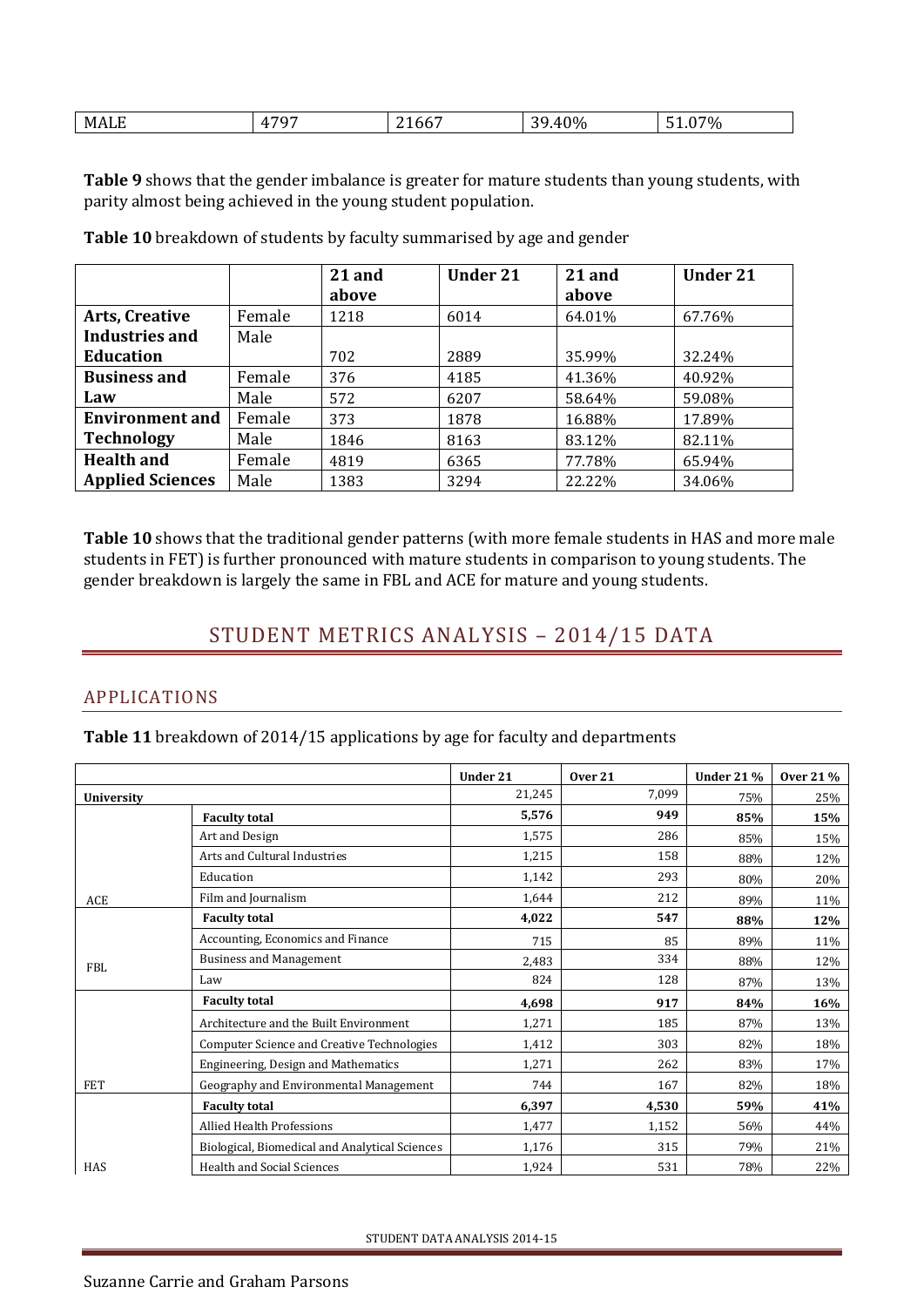| MALE | 4797 | 21667 | 39.40% | 51.07% |
|---|---|---|---|---|

**Table 9** shows that the gender imbalance is greater for mature students than young students, with parity almost being achieved in the young student population.

**Table 10** breakdown of students by faculty summarised by age and gender

| | | 21 and above | Under 21 | 21 and above | Under 21 |
|---|---|---|---|---|---|
| **Arts, Creative Industries and Education** | Female | 1218 | 6014 | 64.01% | 67.76% |
| | Male | 702 | 2889 | 35.99% | 32.24% |
| **Business and Law** | Female | 376 | 4185 | 41.36% | 40.92% |
| | Male | 572 | 6207 | 58.64% | 59.08% |
| **Environment and Technology** | Female | 373 | 1878 | 16.88% | 17.89% |
| | Male | 1846 | 8163 | 83.12% | 82.11% |
| **Health and Applied Sciences** | Female | 4819 | 6365 | 77.78% | 65.94% |
| | Male | 1383 | 3294 | 22.22% | 34.06% |

**Table 10** shows that the traditional gender patterns (with more female students in HAS and more male students in FET) is further pronounced with mature students in comparison to young students. The gender breakdown is largely the same in FBL and ACE for mature and young students.

# STUDENT METRICS ANALYSIS – 2014/15 DATA

## APPLICATIONS

**Table 11** breakdown of 2014/15 applications by age for faculty and departments

| | | Under 21 | Over 21 | Under 21 % | Over 21 % |
|---|---|---|---|---|---|
| **University** | | 21,245 | 7,099 | 75% | 25% |
| ACE | **Faculty total** | **5,576** | **949** | **85%** | **15%** |
| | Art and Design | 1,575 | 286 | 85% | 15% |
| | Arts and Cultural Industries | 1,215 | 158 | 88% | 12% |
| | Education | 1,142 | 293 | 80% | 20% |
| | Film and Journalism | 1,644 | 212 | 89% | 11% |
| FBL | **Faculty total** | **4,022** | **547** | **88%** | **12%** |
| | Accounting, Economics and Finance | 715 | 85 | 89% | 11% |
| | Business and Management | 2,483 | 334 | 88% | 12% |
| | Law | 824 | 128 | 87% | 13% |
| FET | **Faculty total** | **4,698** | **917** | **84%** | **16%** |
| | Architecture and the Built Environment | 1,271 | 185 | 87% | 13% |
| | Computer Science and Creative Technologies | 1,412 | 303 | 82% | 18% |
| | Engineering, Design and Mathematics | 1,271 | 262 | 83% | 17% |
| | Geography and Environmental Management | 744 | 167 | 82% | 18% |
| HAS | **Faculty total** | **6,397** | **4,530** | **59%** | **41%** |
| | Allied Health Professions | 1,477 | 1,152 | 56% | 44% |
| | Biological, Biomedical and Analytical Sciences | 1,176 | 315 | 79% | 21% |
| | Health and Social Sciences | 1,924 | 531 | 78% | 22% |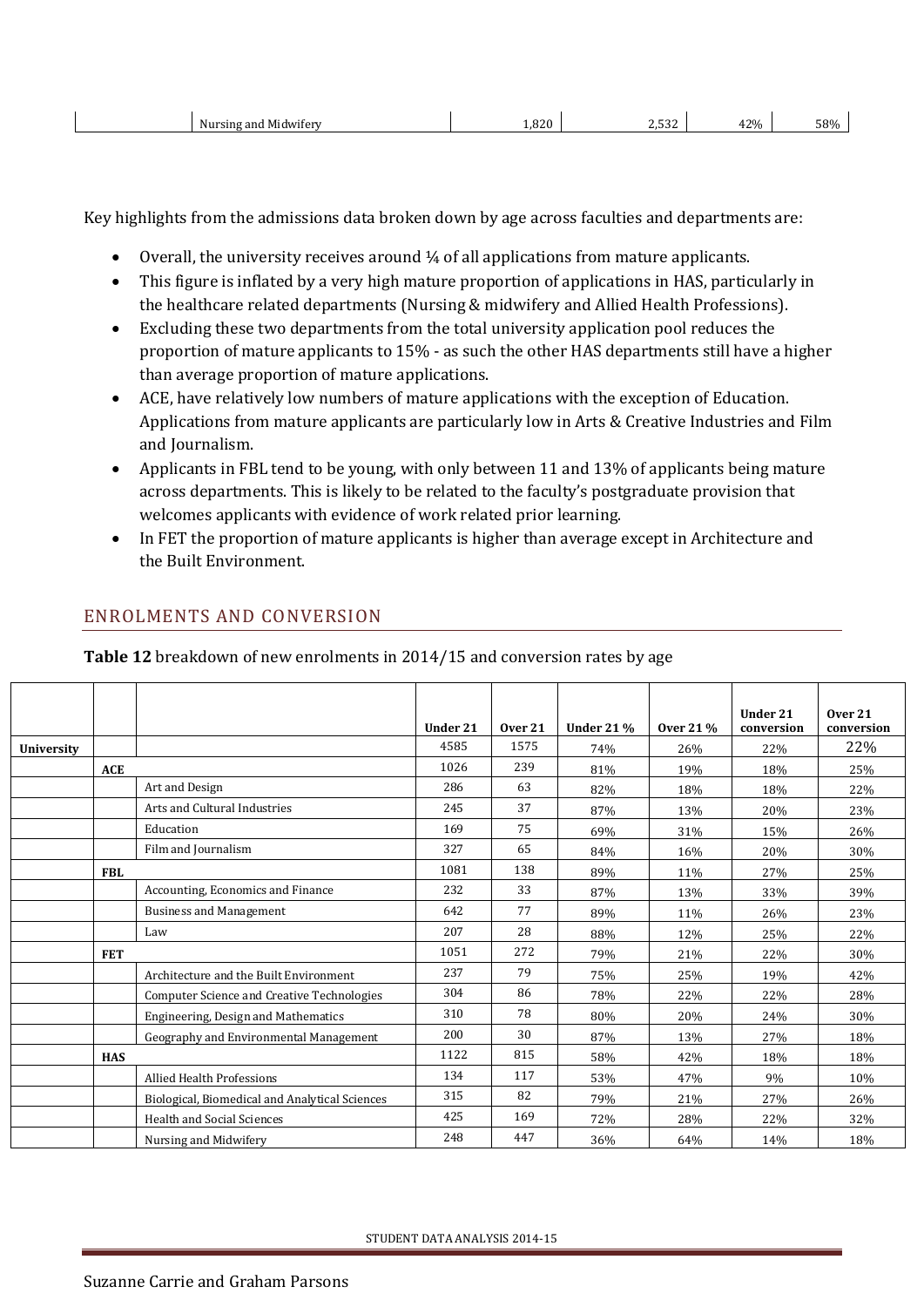| | Nursing and Midwifery | 1,820 | 2,532 | 42% | 58% |
|---|---|---|---|---|---|

Key highlights from the admissions data broken down by age across faculties and departments are:

- Overall, the university receives around ¼ of all applications from mature applicants.
- This figure is inflated by a very high mature proportion of applications in HAS, particularly in the healthcare related departments (Nursing & midwifery and Allied Health Professions).
- Excluding these two departments from the total university application pool reduces the proportion of mature applicants to 15% - as such the other HAS departments still have a higher than average proportion of mature applications.
- ACE, have relatively low numbers of mature applications with the exception of Education. Applications from mature applicants are particularly low in Arts & Creative Industries and Film and Journalism.
- Applicants in FBL tend to be young, with only between 11 and 13% of applicants being mature across departments. This is likely to be related to the faculty's postgraduate provision that welcomes applicants with evidence of work related prior learning.
- In FET the proportion of mature applicants is higher than average except in Architecture and the Built Environment.

## ENROLMENTS AND CONVERSION

**Table 12** breakdown of new enrolments in 2014/15 and conversion rates by age

| | | | Under 21 | Over 21 | Under 21 % | Over 21 % | Under 21 conversion | Over 21 conversion |
|---|---|---|---|---|---|---|---|---|
| **University** | | | 4585 | 1575 | 74% | 26% | 22% | 22% |
| | **ACE** | | 1026 | 239 | 81% | 19% | 18% | 25% |
| | | Art and Design | 286 | 63 | 82% | 18% | 18% | 22% |
| | | Arts and Cultural Industries | 245 | 37 | 87% | 13% | 20% | 23% |
| | | Education | 169 | 75 | 69% | 31% | 15% | 26% |
| | | Film and Journalism | 327 | 65 | 84% | 16% | 20% | 30% |
| | **FBL** | | 1081 | 138 | 89% | 11% | 27% | 25% |
| | | Accounting, Economics and Finance | 232 | 33 | 87% | 13% | 33% | 39% |
| | | Business and Management | 642 | 77 | 89% | 11% | 26% | 23% |
| | | Law | 207 | 28 | 88% | 12% | 25% | 22% |
| | **FET** | | 1051 | 272 | 79% | 21% | 22% | 30% |
| | | Architecture and the Built Environment | 237 | 79 | 75% | 25% | 19% | 42% |
| | | Computer Science and Creative Technologies | 304 | 86 | 78% | 22% | 22% | 28% |
| | | Engineering, Design and Mathematics | 310 | 78 | 80% | 20% | 24% | 30% |
| | | Geography and Environmental Management | 200 | 30 | 87% | 13% | 27% | 18% |
| | **HAS** | | 1122 | 815 | 58% | 42% | 18% | 18% |
| | | Allied Health Professions | 134 | 117 | 53% | 47% | 9% | 10% |
| | | Biological, Biomedical and Analytical Sciences | 315 | 82 | 79% | 21% | 27% | 26% |
| | | Health and Social Sciences | 425 | 169 | 72% | 28% | 22% | 32% |
| | | Nursing and Midwifery | 248 | 447 | 36% | 64% | 14% | 18% |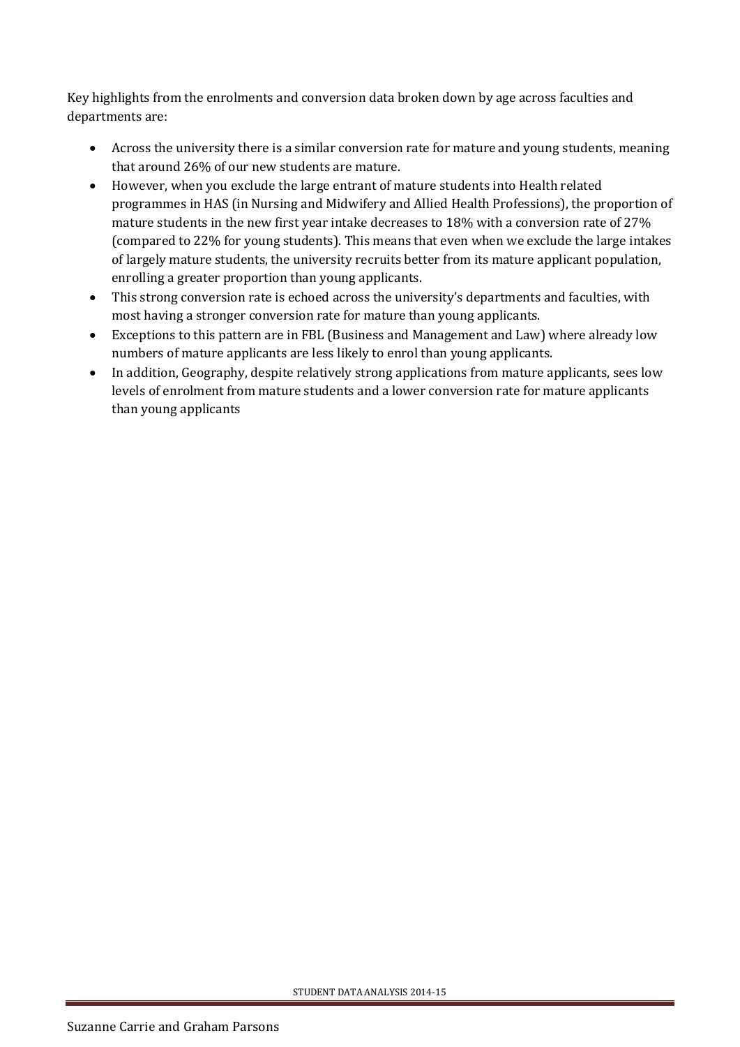Key highlights from the enrolments and conversion data broken down by age across faculties and departments are:

- Across the university there is a similar conversion rate for mature and young students, meaning that around 26% of our new students are mature.
- However, when you exclude the large entrant of mature students into Health related programmes in HAS (in Nursing and Midwifery and Allied Health Professions), the proportion of mature students in the new first year intake decreases to 18% with a conversion rate of 27% (compared to 22% for young students). This means that even when we exclude the large intakes of largely mature students, the university recruits better from its mature applicant population, enrolling a greater proportion than young applicants.
- This strong conversion rate is echoed across the university's departments and faculties, with most having a stronger conversion rate for mature than young applicants.
- Exceptions to this pattern are in FBL (Business and Management and Law) where already low numbers of mature applicants are less likely to enrol than young applicants.
- In addition, Geography, despite relatively strong applications from mature applicants, sees low levels of enrolment from mature students and a lower conversion rate for mature applicants than young applicants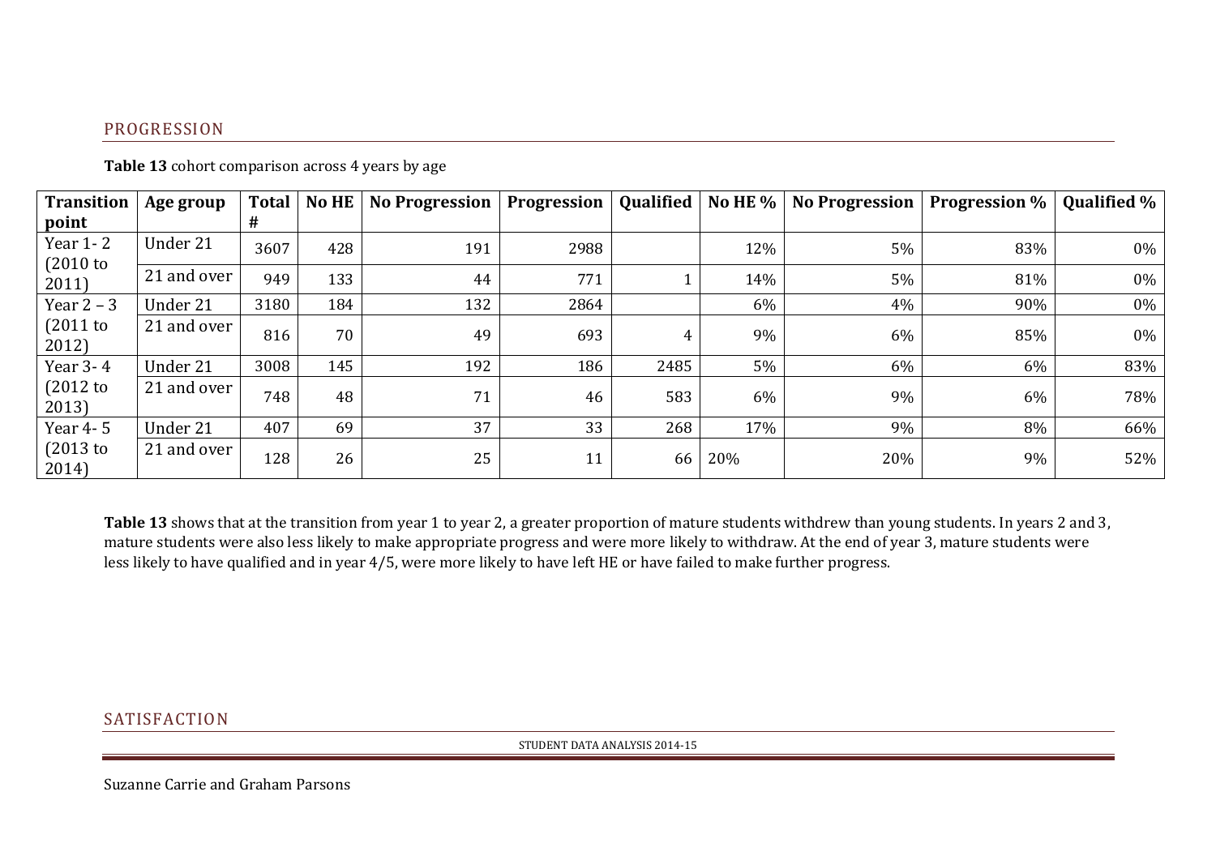## PROGRESSION

**Table 13** cohort comparison across 4 years by age

| Transition point | Age group | Total # | No HE | No Progression | Progression | Qualified | No HE % | No Progression | Progression % | Qualified % |
|---|---|---|---|---|---|---|---|---|---|---|
| Year 1- 2 (2010 to 2011) | Under 21 | 3607 | 428 | 191 | 2988 | | 12% | 5% | 83% | 0% |
| | 21 and over | 949 | 133 | 44 | 771 | 1 | 14% | 5% | 81% | 0% |
| Year 2 – 3 (2011 to 2012) | Under 21 | 3180 | 184 | 132 | 2864 | | 6% | 4% | 90% | 0% |
| | 21 and over | 816 | 70 | 49 | 693 | 4 | 9% | 6% | 85% | 0% |
| Year 3- 4 (2012 to 2013) | Under 21 | 3008 | 145 | 192 | 186 | 2485 | 5% | 6% | 6% | 83% |
| | 21 and over | 748 | 48 | 71 | 46 | 583 | 6% | 9% | 6% | 78% |
| Year 4- 5 (2013 to 2014) | Under 21 | 407 | 69 | 37 | 33 | 268 | 17% | 9% | 8% | 66% |
| | 21 and over | 128 | 26 | 25 | 11 | 66 | 20% | 20% | 9% | 52% |

**Table 13** shows that at the transition from year 1 to year 2, a greater proportion of mature students withdrew than young students. In years 2 and 3, mature students were also less likely to make appropriate progress and were more likely to withdraw. At the end of year 3, mature students were less likely to have qualified and in year 4/5, were more likely to have left HE or have failed to make further progress.

## SATISFACTION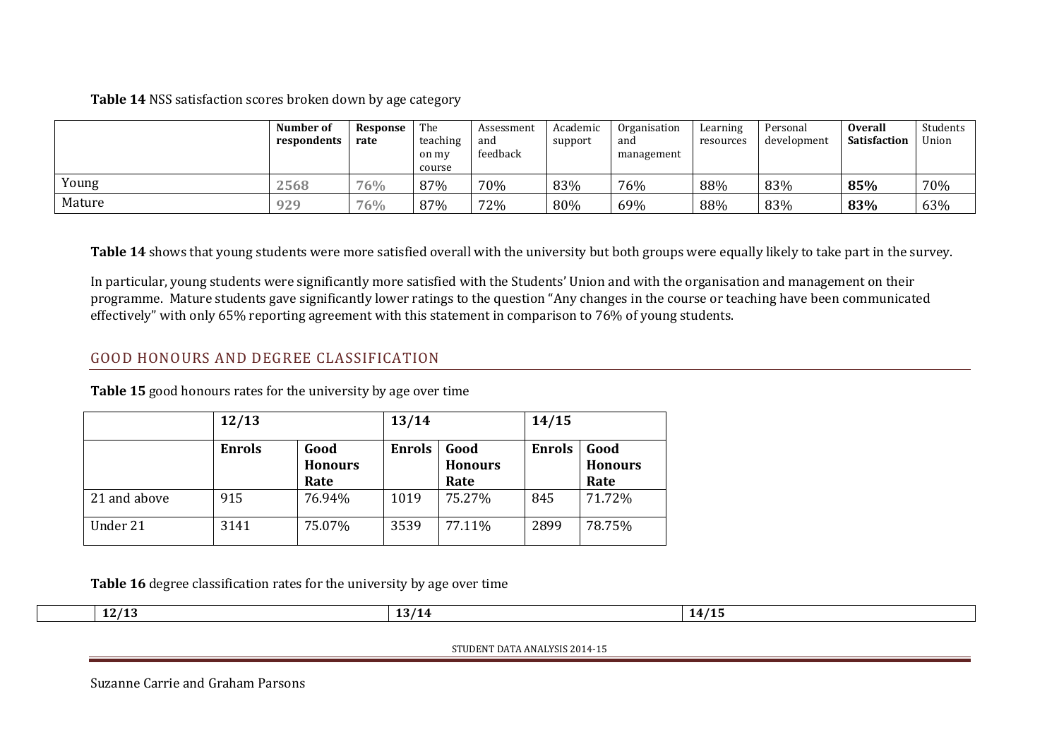**Table 14** NSS satisfaction scores broken down by age category

| | Number of respondents | Response rate | The teaching on my course | Assessment and feedback | Academic support | Organisation and management | Learning resources | Personal development | Overall Satisfaction | Students Union |
|---|---|---|---|---|---|---|---|---|---|---|
| Young | 2568 | 76% | 87% | 70% | 83% | 76% | 88% | 83% | **85%** | 70% |
| Mature | 929 | 76% | 87% | 72% | 80% | 69% | 88% | 83% | **83%** | 63% |

**Table 14** shows that young students were more satisfied overall with the university but both groups were equally likely to take part in the survey.

In particular, young students were significantly more satisfied with the Students' Union and with the organisation and management on their programme. Mature students gave significantly lower ratings to the question "Any changes in the course or teaching have been communicated effectively" with only 65% reporting agreement with this statement in comparison to 76% of young students.

## GOOD HONOURS AND DEGREE CLASSIFICATION

**Table 15** good honours rates for the university by age over time

| | 12/13 | | 13/14 | | 14/15 | |
|---|---|---|---|---|---|---|
| | **Enrols** | **Good Honours Rate** | **Enrols** | **Good Honours Rate** | **Enrols** | **Good Honours Rate** |
| 21 and above | 915 | 76.94% | 1019 | 75.27% | 845 | 71.72% |
| Under 21 | 3141 | 75.07% | 3539 | 77.11% | 2899 | 78.75% |

**Table 16** degree classification rates for the university by age over time

| | 12/13 | 13/14 | 14/15 |
|---|---|---|---|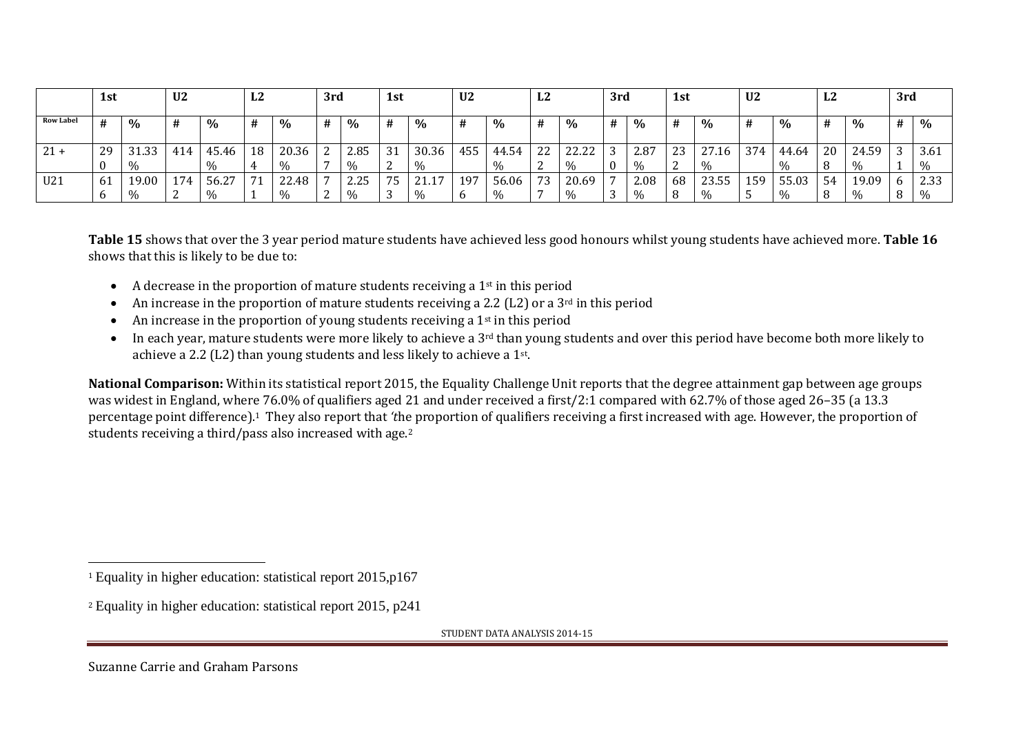| | 1st | | U2 | | L2 | | 3rd | | 1st | | U2 | | L2 | | 3rd | | 1st | | U2 | | L2 | | 3rd | |
|---|---|---|---|---|---|---|---|---|---|---|---|---|---|---|---|---|---|---|---|---|---|---|---|---|
| **Row Label** | # | % | # | % | # | % | # | % | # | % | # | % | # | % | # | % | # | % | # | % | # | % | # | % |
| 21 + | 290 | 31.33% | 414 | 45.46% | 184 | 20.36% | 27 | 2.85% | 312 | 30.36% | 455 | 44.54% | 222 | 22.22% | 30 | 2.87% | 232 | 27.16% | 374 | 44.64% | 208 | 24.59% | 31 | 3.61% |
| U21 | 616 | 19.00% | 1742 | 56.27% | 711 | 22.48% | 72 | 2.25% | 753 | 21.17% | 1976 | 56.06% | 737 | 20.69% | 73 | 2.08% | 688 | 23.55% | 1595 | 55.03% | 548 | 19.09% | 68 | 2.33% |

**Table 15** shows that over the 3 year period mature students have achieved less good honours whilst young students have achieved more. **Table 16** shows that this is likely to be due to:

- A decrease in the proportion of mature students receiving a 1st in this period
- An increase in the proportion of mature students receiving a 2.2 (L2) or a 3rd in this period
- An increase in the proportion of young students receiving a 1st in this period
- In each year, mature students were more likely to achieve a 3rd than young students and over this period have become both more likely to achieve a 2.2 (L2) than young students and less likely to achieve a 1st.

**National Comparison:** Within its statistical report 2015, the Equality Challenge Unit reports that the degree attainment gap between age groups was widest in England, where 76.0% of qualifiers aged 21 and under received a first/2:1 compared with 62.7% of those aged 26–35 (a 13.3 percentage point difference).[1] They also report that *'the proportion of qualifiers receiving a first increased with age. However, the proportion of students receiving a third/pass also increased with age.*[2]

[1] Equality in higher education: statistical report 2015,p167

[2] Equality in higher education: statistical report 2015, p241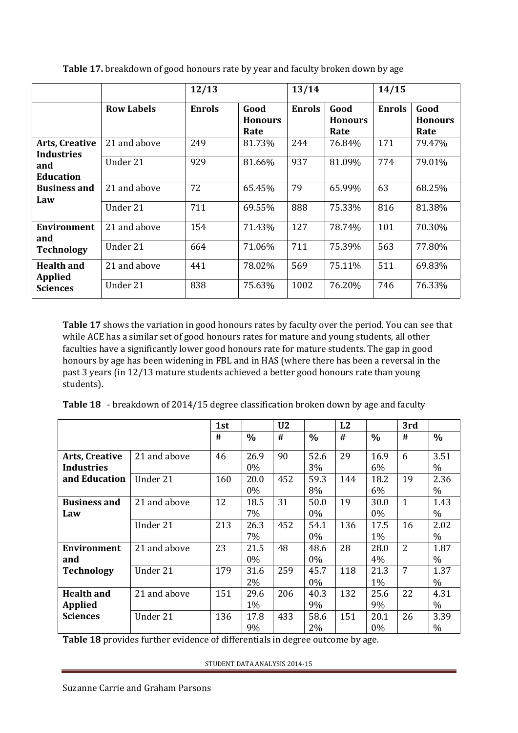**Table 17.** breakdown of good honours rate by year and faculty broken down by age

| | | 12/13 | | 13/14 | | 14/15 | |
|---|---|---|---|---|---|---|---|
| | **Row Labels** | **Enrols** | **Good Honours Rate** | **Enrols** | **Good Honours Rate** | **Enrols** | **Good Honours Rate** |
| **Arts, Creative Industries and Education** | 21 and above | 249 | 81.73% | 244 | 76.84% | 171 | 79.47% |
| | Under 21 | 929 | 81.66% | 937 | 81.09% | 774 | 79.01% |
| **Business and Law** | 21 and above | 72 | 65.45% | 79 | 65.99% | 63 | 68.25% |
| | Under 21 | 711 | 69.55% | 888 | 75.33% | 816 | 81.38% |
| **Environment and Technology** | 21 and above | 154 | 71.43% | 127 | 78.74% | 101 | 70.30% |
| | Under 21 | 664 | 71.06% | 711 | 75.39% | 563 | 77.80% |
| **Health and Applied Sciences** | 21 and above | 441 | 78.02% | 569 | 75.11% | 511 | 69.83% |
| | Under 21 | 838 | 75.63% | 1002 | 76.20% | 746 | 76.33% |

**Table 17** shows the variation in good honours rates by faculty over the period. You can see that while ACE has a similar set of good honours rates for mature and young students, all other faculties have a significantly lower good honours rate for mature students. The gap in good honours by age has been widening in FBL and in HAS (where there has been a reversal in the past 3 years (in 12/13 mature students achieved a better good honours rate than young students).

**Table 18** - breakdown of 2014/15 degree classification broken down by age and faculty

| | | 1st | | U2 | | L2 | | 3rd | |
|---|---|---|---|---|---|---|---|---|---|
| | | # | % | # | % | # | % | # | % |
| **Arts, Creative Industries and Education** | 21 and above | 46 | 26.90% | 90 | 52.63% | 29 | 16.96% | 6 | 3.51% |
| | Under 21 | 160 | 20.00% | 452 | 59.38% | 144 | 18.26% | 19 | 2.36% |
| **Business and Law** | 21 and above | 12 | 18.57% | 31 | 50.00% | 19 | 30.00% | 1 | 1.43% |
| | Under 21 | 213 | 26.37% | 452 | 54.10% | 136 | 17.51% | 16 | 2.02% |
| **Environment and Technology** | 21 and above | 23 | 21.50% | 48 | 48.60% | 28 | 28.04% | 2 | 1.87% |
| | Under 21 | 179 | 31.62% | 259 | 45.70% | 118 | 21.31% | 7 | 1.37% |
| **Health and Applied Sciences** | 21 and above | 151 | 29.61% | 206 | 40.39% | 132 | 25.69% | 22 | 4.31% |
| | Under 21 | 136 | 17.89% | 433 | 58.62% | 151 | 20.10% | 26 | 3.39% |

**Table 18** provides further evidence of differentials in degree outcome by age.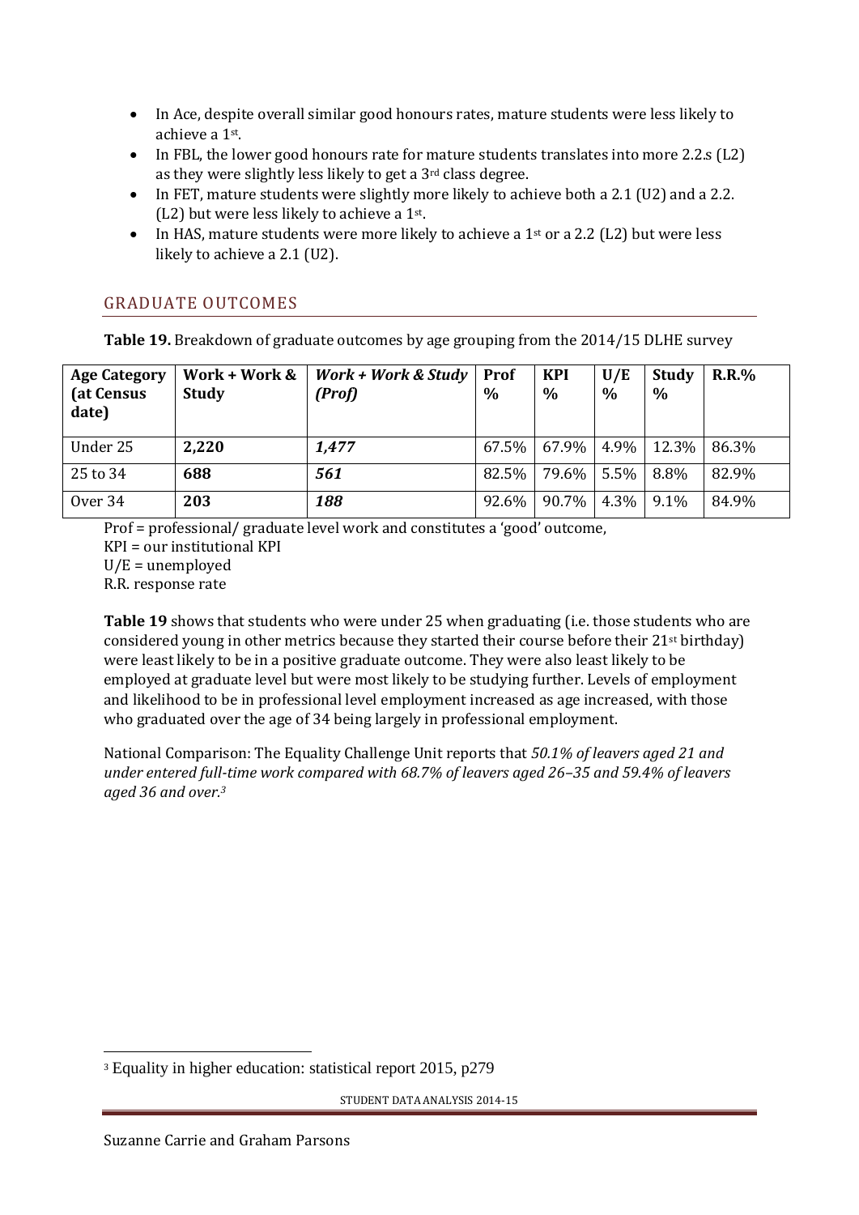- In Ace, despite overall similar good honours rates, mature students were less likely to achieve a 1st.
- In FBL, the lower good honours rate for mature students translates into more 2.2.s (L2) as they were slightly less likely to get a 3rd class degree.
- In FET, mature students were slightly more likely to achieve both a 2.1 (U2) and a 2.2. (L2) but were less likely to achieve a 1st.
- In HAS, mature students were more likely to achieve a 1st or a 2.2 (L2) but were less likely to achieve a 2.1 (U2).

## GRADUATE OUTCOMES

**Table 19.** Breakdown of graduate outcomes by age grouping from the 2014/15 DLHE survey

| Age Category (at Census date) | Work + Work & Study | *Work + Work & Study (Prof)* | Prof % | KPI % | U/E % | Study % | R.R.% |
|---|---|---|---|---|---|---|---|
| Under 25 | **2,220** | ***1,477*** | 67.5% | 67.9% | 4.9% | 12.3% | 86.3% |
| 25 to 34 | **688** | ***561*** | 82.5% | 79.6% | 5.5% | 8.8% | 82.9% |
| Over 34 | **203** | ***188*** | 92.6% | 90.7% | 4.3% | 9.1% | 84.9% |

Prof = professional/ graduate level work and constitutes a 'good' outcome,
KPI = our institutional KPI
U/E = unemployed
R.R. response rate

**Table 19** shows that students who were under 25 when graduating (i.e. those students who are considered young in other metrics because they started their course before their 21st birthday) were least likely to be in a positive graduate outcome. They were also least likely to be employed at graduate level but were most likely to be studying further. Levels of employment and likelihood to be in professional level employment increased as age increased, with those who graduated over the age of 34 being largely in professional employment.

National Comparison: The Equality Challenge Unit reports that *50.1% of leavers aged 21 and under entered full-time work compared with 68.7% of leavers aged 26–35 and 59.4% of leavers aged 36 and over.*[3]

[3] Equality in higher education: statistical report 2015, p279